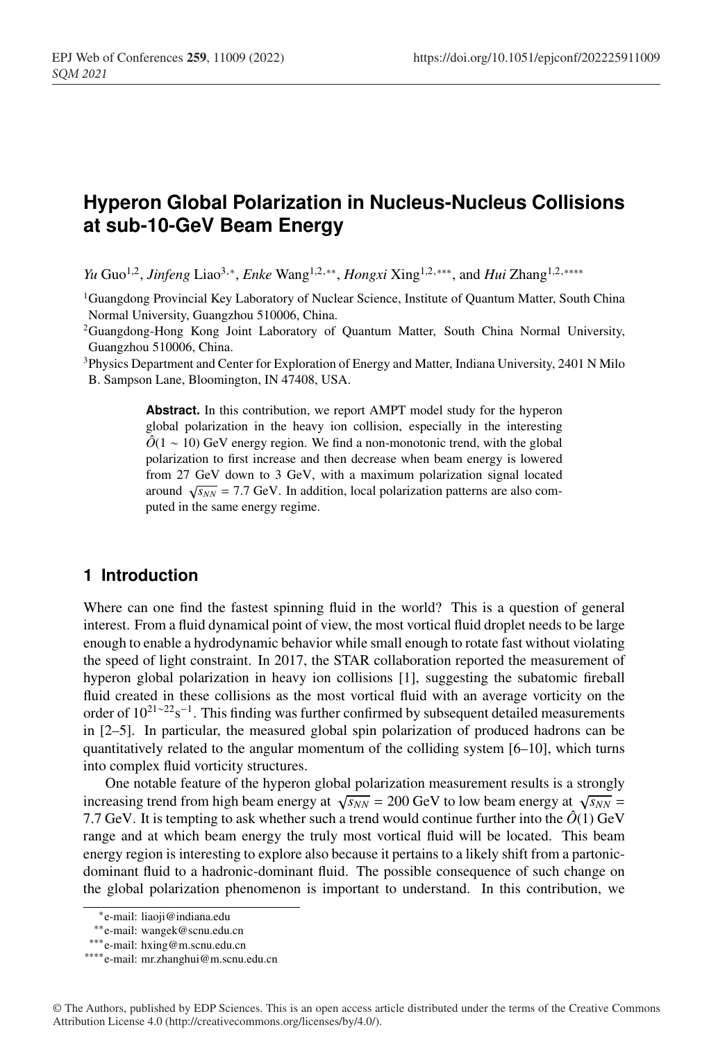# Hyperon Global Polarization in Nucleus-Nucleus Collisions at sub-10-GeV Beam Energy

*Yu* Guo[1,2], *Jinfeng* Liao[3,*], *Enke* Wang[1,2,**], *Hongxi* Xing[1,2,***], and *Hui* Zhang[1,2,****]

[1]Guangdong Provincial Key Laboratory of Nuclear Science, Institute of Quantum Matter, South China Normal University, Guangzhou 510006, China.

[2]Guangdong-Hong Kong Joint Laboratory of Quantum Matter, South China Normal University, Guangzhou 510006, China.

[3]Physics Department and Center for Exploration of Energy and Matter, Indiana University, 2401 N Milo B. Sampson Lane, Bloomington, IN 47408, USA.

**Abstract.** In this contribution, we report AMPT model study for the hyperon global polarization in the heavy ion collision, especially in the interesting $\hat{O}(1 \sim 10)$ GeV energy region. We find a non-monotonic trend, with the global polarization to first increase and then decrease when beam energy is lowered from 27 GeV down to 3 GeV, with a maximum polarization signal located around $\sqrt{s_{NN}} = 7.7$ GeV. In addition, local polarization patterns are also computed in the same energy regime.

## 1 Introduction

Where can one find the fastest spinning fluid in the world? This is a question of general interest. From a fluid dynamical point of view, the most vortical fluid droplet needs to be large enough to enable a hydrodynamic behavior while small enough to rotate fast without violating the speed of light constraint. In 2017, the STAR collaboration reported the measurement of hyperon global polarization in heavy ion collisions [1], suggesting the subatomic fireball fluid created in these collisions as the most vortical fluid with an average vorticity on the order of $10^{21\sim22}\mathrm{s}^{-1}$. This finding was further confirmed by subsequent detailed measurements in [2–5]. In particular, the measured global spin polarization of produced hadrons can be quantitatively related to the angular momentum of the colliding system [6–10], which turns into complex fluid vorticity structures.

One notable feature of the hyperon global polarization measurement results is a strongly increasing trend from high beam energy at $\sqrt{s_{NN}} = 200$ GeV to low beam energy at $\sqrt{s_{NN}} = 7.7$ GeV. It is tempting to ask whether such a trend would continue further into the $\hat{O}(1)$ GeV range and at which beam energy the truly most vortical fluid will be located. This beam energy region is interesting to explore also because it pertains to a likely shift from a partonic-dominant fluid to a hadronic-dominant fluid. The possible consequence of such change on the global polarization phenomenon is important to understand. In this contribution, we

[*]e-mail: liaoji@indiana.edu

[**]e-mail: wangek@scnu.edu.cn

[***]e-mail: hxing@m.scnu.edu.cn

[****]e-mail: mr.zhanghui@m.scnu.edu.cn

© The Authors, published by EDP Sciences. This is an open access article distributed under the terms of the Creative Commons Attribution License 4.0 (http://creativecommons.org/licenses/by/4.0/).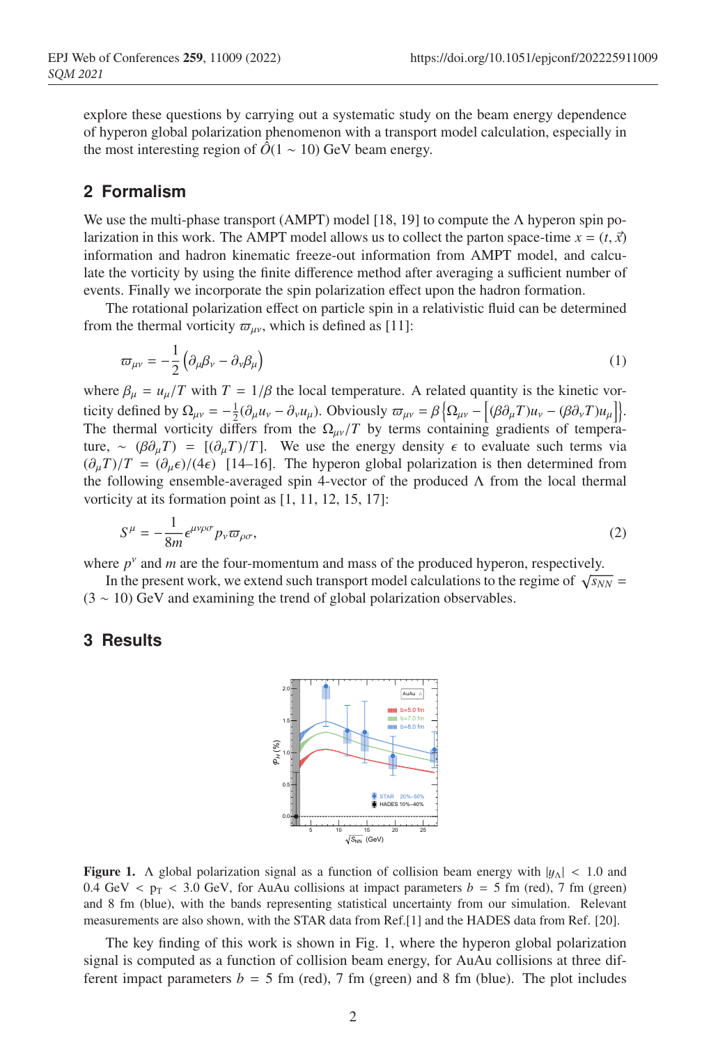explore these questions by carrying out a systematic study on the beam energy dependence of hyperon global polarization phenomenon with a transport model calculation, especially in the most interesting region of $\hat{O}(1 \sim 10)$ GeV beam energy.

## 2 Formalism

We use the multi-phase transport (AMPT) model [18, 19] to compute the $\Lambda$ hyperon spin polarization in this work. The AMPT model allows us to collect the parton space-time $x = (t, \vec{x})$ information and hadron kinematic freeze-out information from AMPT model, and calculate the vorticity by using the finite difference method after averaging a sufficient number of events. Finally we incorporate the spin polarization effect upon the hadron formation.

The rotational polarization effect on particle spin in a relativistic fluid can be determined from the thermal vorticity $\varpi_{\mu\nu}$, which is defined as [11]:

$$\varpi_{\mu\nu} = -\frac{1}{2}\left(\partial_\mu \beta_\nu - \partial_\nu \beta_\mu\right) \tag{1}$$

where $\beta_\mu = u_\mu/T$ with $T = 1/\beta$ the local temperature. A related quantity is the kinetic vorticity defined by $\Omega_{\mu\nu} = -\frac{1}{2}(\partial_\mu u_\nu - \partial_\nu u_\mu)$. Obviously $\varpi_{\mu\nu} = \beta\left\{\Omega_{\mu\nu} - \left[(\beta\partial_\mu T)u_\nu - (\beta\partial_\nu T)u_\mu\right]\right\}$. The thermal vorticity differs from the $\Omega_{\mu\nu}/T$ by terms containing gradients of temperature, $\sim (\beta\partial_\mu T) = [(\partial_\mu T)/T]$. We use the energy density $\epsilon$ to evaluate such terms via $(\partial_\mu T)/T = (\partial_\mu \epsilon)/(4\epsilon)$ [14–16]. The hyperon global polarization is then determined from the following ensemble-averaged spin 4-vector of the produced $\Lambda$ from the local thermal vorticity at its formation point as [1, 11, 12, 15, 17]:

$$S^\mu = -\frac{1}{8m}\epsilon^{\mu\nu\rho\sigma} p_\nu \varpi_{\rho\sigma}, \tag{2}$$

where $p^\nu$ and $m$ are the four-momentum and mass of the produced hyperon, respectively.

In the present work, we extend such transport model calculations to the regime of $\sqrt{s_{NN}} = (3 \sim 10)$ GeV and examining the trend of global polarization observables.

## 3 Results

**Figure 1.** $\Lambda$ global polarization signal as a function of collision beam energy with $|y_\Lambda| < 1.0$ and $0.4$ GeV $< p_{\rm T} < 3.0$ GeV, for AuAu collisions at impact parameters $b = 5$ fm (red), 7 fm (green) and 8 fm (blue), with the bands representing statistical uncertainty from our simulation. Relevant measurements are also shown, with the STAR data from Ref.[1] and the HADES data from Ref. [20].

The key finding of this work is shown in Fig. 1, where the hyperon global polarization signal is computed as a function of collision beam energy, for AuAu collisions at three different impact parameters $b = 5$ fm (red), 7 fm (green) and 8 fm (blue). The plot includes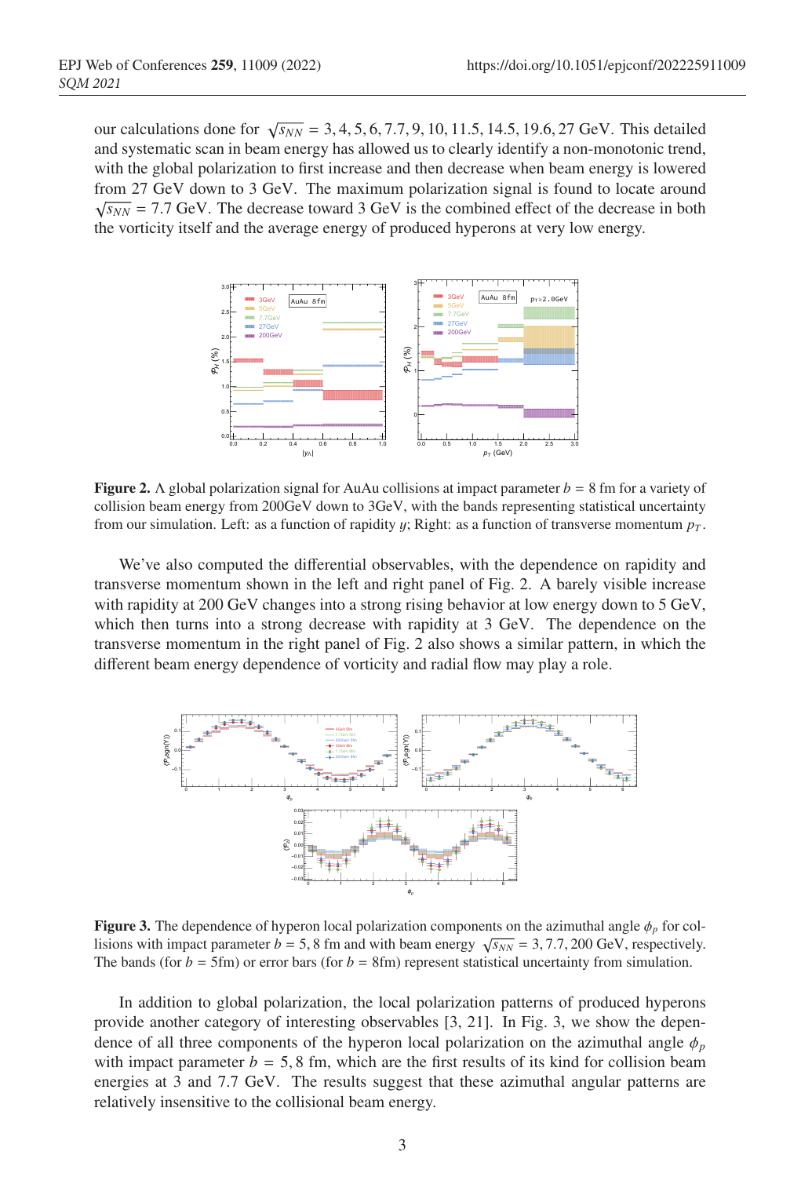our calculations done for $\sqrt{s_{NN}} = 3, 4, 5, 6, 7.7, 9, 10, 11.5, 14.5, 19.6, 27$ GeV. This detailed and systematic scan in beam energy has allowed us to clearly identify a non-monotonic trend, with the global polarization to first increase and then decrease when beam energy is lowered from 27 GeV down to 3 GeV. The maximum polarization signal is found to locate around $\sqrt{s_{NN}} = 7.7$ GeV. The decrease toward 3 GeV is the combined effect of the decrease in both the vorticity itself and the average energy of produced hyperons at very low energy.

**Figure 2.** Λ global polarization signal for AuAu collisions at impact parameter $b = 8$ fm for a variety of collision beam energy from 200GeV down to 3GeV, with the bands representing statistical uncertainty from our simulation. Left: as a function of rapidity $y$; Right: as a function of transverse momentum $p_T$.

We've also computed the differential observables, with the dependence on rapidity and transverse momentum shown in the left and right panel of Fig. 2. A barely visible increase with rapidity at 200 GeV changes into a strong rising behavior at low energy down to 5 GeV, which then turns into a strong decrease with rapidity at 3 GeV. The dependence on the transverse momentum in the right panel of Fig. 2 also shows a similar pattern, in which the different beam energy dependence of vorticity and radial flow may play a role.

**Figure 3.** The dependence of hyperon local polarization components on the azimuthal angle $\phi_p$ for collisions with impact parameter $b = 5, 8$ fm and with beam energy $\sqrt{s_{NN}} = 3, 7.7, 200$ GeV, respectively. The bands (for $b = 5$fm) or error bars (for $b = 8$fm) represent statistical uncertainty from simulation.

In addition to global polarization, the local polarization patterns of produced hyperons provide another category of interesting observables [3, 21]. In Fig. 3, we show the dependence of all three components of the hyperon local polarization on the azimuthal angle $\phi_p$ with impact parameter $b = 5, 8$ fm, which are the first results of its kind for collision beam energies at 3 and 7.7 GeV. The results suggest that these azimuthal angular patterns are relatively insensitive to the collisional beam energy.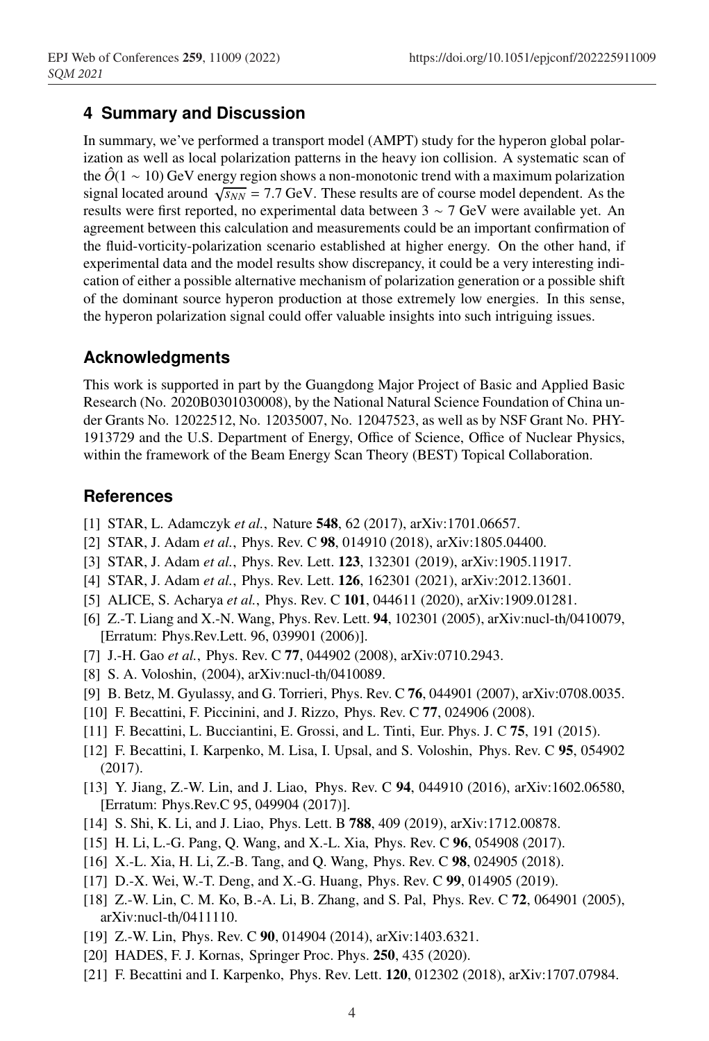## 4 Summary and Discussion

In summary, we've performed a transport model (AMPT) study for the hyperon global polarization as well as local polarization patterns in the heavy ion collision. A systematic scan of the $\hat{O}(1 \sim 10)$ GeV energy region shows a non-monotonic trend with a maximum polarization signal located around $\sqrt{s_{NN}} = 7.7$ GeV. These results are of course model dependent. As the results were first reported, no experimental data between $3 \sim 7$ GeV were available yet. An agreement between this calculation and measurements could be an important confirmation of the fluid-vorticity-polarization scenario established at higher energy. On the other hand, if experimental data and the model results show discrepancy, it could be a very interesting indication of either a possible alternative mechanism of polarization generation or a possible shift of the dominant source hyperon production at those extremely low energies. In this sense, the hyperon polarization signal could offer valuable insights into such intriguing issues.

## Acknowledgments

This work is supported in part by the Guangdong Major Project of Basic and Applied Basic Research (No. 2020B0301030008), by the National Natural Science Foundation of China under Grants No. 12022512, No. 12035007, No. 12047523, as well as by NSF Grant No. PHY-1913729 and the U.S. Department of Energy, Office of Science, Office of Nuclear Physics, within the framework of the Beam Energy Scan Theory (BEST) Topical Collaboration.

## References

[1] STAR, L. Adamczyk *et al.*, Nature **548**, 62 (2017), arXiv:1701.06657.

[2] STAR, J. Adam *et al.*, Phys. Rev. C **98**, 014910 (2018), arXiv:1805.04400.

[3] STAR, J. Adam *et al.*, Phys. Rev. Lett. **123**, 132301 (2019), arXiv:1905.11917.

[4] STAR, J. Adam *et al.*, Phys. Rev. Lett. **126**, 162301 (2021), arXiv:2012.13601.

[5] ALICE, S. Acharya *et al.*, Phys. Rev. C **101**, 044611 (2020), arXiv:1909.01281.

[6] Z.-T. Liang and X.-N. Wang, Phys. Rev. Lett. **94**, 102301 (2005), arXiv:nucl-th/0410079, [Erratum: Phys.Rev.Lett. 96, 039901 (2006)].

[7] J.-H. Gao *et al.*, Phys. Rev. C **77**, 044902 (2008), arXiv:0710.2943.

[8] S. A. Voloshin, (2004), arXiv:nucl-th/0410089.

[9] B. Betz, M. Gyulassy, and G. Torrieri, Phys. Rev. C **76**, 044901 (2007), arXiv:0708.0035.

[10] F. Becattini, F. Piccinini, and J. Rizzo, Phys. Rev. C **77**, 024906 (2008).

[11] F. Becattini, L. Bucciantini, E. Grossi, and L. Tinti, Eur. Phys. J. C **75**, 191 (2015).

[12] F. Becattini, I. Karpenko, M. Lisa, I. Upsal, and S. Voloshin, Phys. Rev. C **95**, 054902 (2017).

[13] Y. Jiang, Z.-W. Lin, and J. Liao, Phys. Rev. C **94**, 044910 (2016), arXiv:1602.06580, [Erratum: Phys.Rev.C 95, 049904 (2017)].

[14] S. Shi, K. Li, and J. Liao, Phys. Lett. B **788**, 409 (2019), arXiv:1712.00878.

[15] H. Li, L.-G. Pang, Q. Wang, and X.-L. Xia, Phys. Rev. C **96**, 054908 (2017).

[16] X.-L. Xia, H. Li, Z.-B. Tang, and Q. Wang, Phys. Rev. C **98**, 024905 (2018).

[17] D.-X. Wei, W.-T. Deng, and X.-G. Huang, Phys. Rev. C **99**, 014905 (2019).

[18] Z.-W. Lin, C. M. Ko, B.-A. Li, B. Zhang, and S. Pal, Phys. Rev. C **72**, 064901 (2005), arXiv:nucl-th/0411110.

[19] Z.-W. Lin, Phys. Rev. C **90**, 014904 (2014), arXiv:1403.6321.

[20] HADES, F. J. Kornas, Springer Proc. Phys. **250**, 435 (2020).

[21] F. Becattini and I. Karpenko, Phys. Rev. Lett. **120**, 012302 (2018), arXiv:1707.07984.